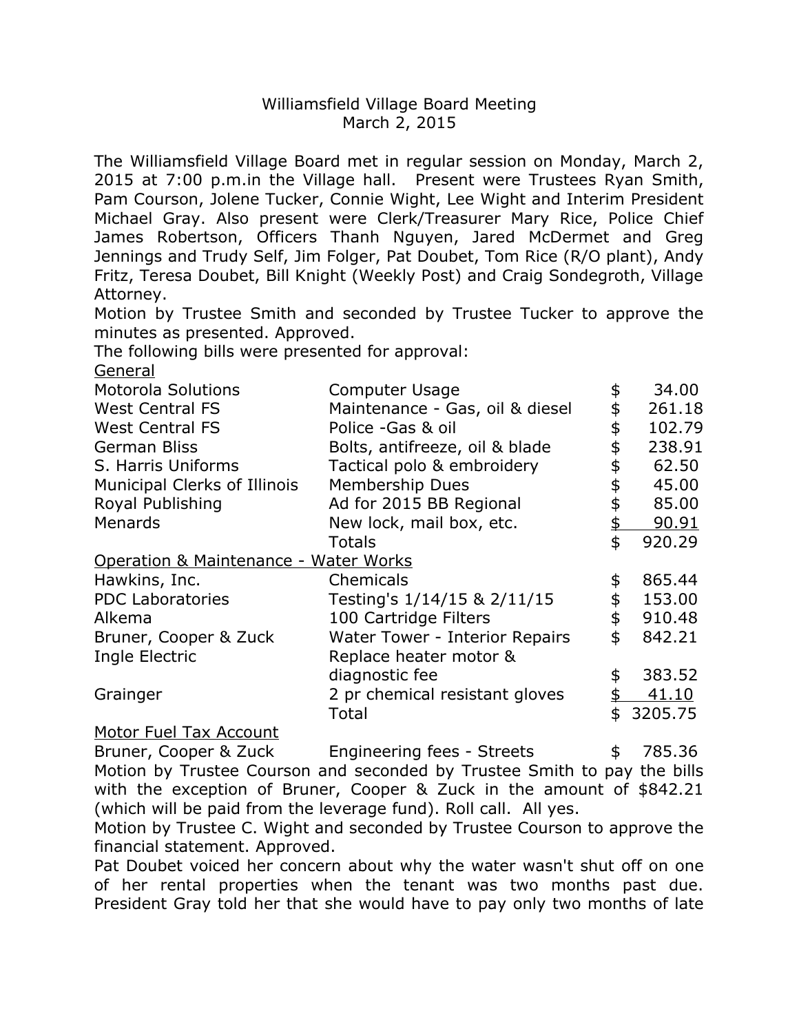Williamsfield Village Board Meeting
March 2, 2015

The Williamsfield Village Board met in regular session on Monday, March 2, 2015 at 7:00 p.m.in the Village hall. Present were Trustees Ryan Smith, Pam Courson, Jolene Tucker, Connie Wight, Lee Wight and Interim President Michael Gray. Also present were Clerk/Treasurer Mary Rice, Police Chief James Robertson, Officers Thanh Nguyen, Jared McDermet and Greg Jennings and Trudy Self, Jim Folger, Pat Doubet, Tom Rice (R/O plant), Andy Fritz, Teresa Doubet, Bill Knight (Weekly Post) and Craig Sondegroth, Village Attorney.

Motion by Trustee Smith and seconded by Trustee Tucker to approve the minutes as presented. Approved.

The following bills were presented for approval:

| General | | |
|---|---|---|
| Motorola Solutions | Computer Usage | $ 34.00 |
| West Central FS | Maintenance - Gas, oil & diesel | $ 261.18 |
| West Central FS | Police -Gas & oil | $ 102.79 |
| German Bliss | Bolts, antifreeze, oil & blade | $ 238.91 |
| S. Harris Uniforms | Tactical polo & embroidery | $ 62.50 |
| Municipal Clerks of Illinois | Membership Dues | $ 45.00 |
| Royal Publishing | Ad for 2015 BB Regional | $ 85.00 |
| Menards | New lock, mail box, etc. | $ 90.91 |
| | Totals | $ 920.29 |
| **Operation & Maintenance - Water Works** | | |
| Hawkins, Inc. | Chemicals | $ 865.44 |
| PDC Laboratories | Testing's 1/14/15 & 2/11/15 | $ 153.00 |
| Alkema | 100 Cartridge Filters | $ 910.48 |
| Bruner, Cooper & Zuck | Water Tower - Interior Repairs | $ 842.21 |
| Ingle Electric | Replace heater motor & diagnostic fee | $ 383.52 |
| Grainger | 2 pr chemical resistant gloves | $ 41.10 |
| | Total | $ 3205.75 |
| **Motor Fuel Tax Account** | | |
| Bruner, Cooper & Zuck | Engineering fees - Streets | $ 785.36 |

Motion by Trustee Courson and seconded by Trustee Smith to pay the bills with the exception of Bruner, Cooper & Zuck in the amount of $842.21 (which will be paid from the leverage fund). Roll call. All yes.

Motion by Trustee C. Wight and seconded by Trustee Courson to approve the financial statement. Approved.

Pat Doubet voiced her concern about why the water wasn't shut off on one of her rental properties when the tenant was two months past due. President Gray told her that she would have to pay only two months of late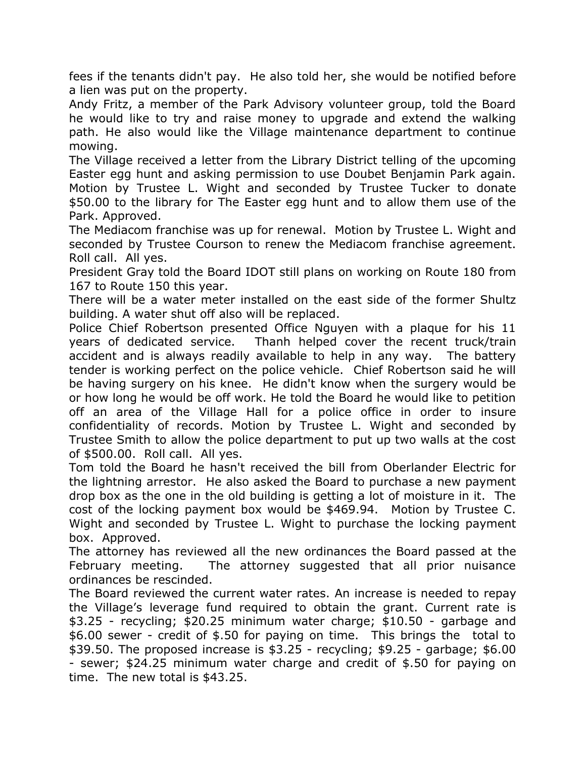fees if the tenants didn't pay. He also told her, she would be notified before a lien was put on the property.

Andy Fritz, a member of the Park Advisory volunteer group, told the Board he would like to try and raise money to upgrade and extend the walking path. He also would like the Village maintenance department to continue mowing.

The Village received a letter from the Library District telling of the upcoming Easter egg hunt and asking permission to use Doubet Benjamin Park again. Motion by Trustee L. Wight and seconded by Trustee Tucker to donate $50.00 to the library for The Easter egg hunt and to allow them use of the Park. Approved.

The Mediacom franchise was up for renewal. Motion by Trustee L. Wight and seconded by Trustee Courson to renew the Mediacom franchise agreement. Roll call. All yes.

President Gray told the Board IDOT still plans on working on Route 180 from 167 to Route 150 this year.

There will be a water meter installed on the east side of the former Shultz building. A water shut off also will be replaced.

Police Chief Robertson presented Office Nguyen with a plaque for his 11 years of dedicated service. Thanh helped cover the recent truck/train accident and is always readily available to help in any way. The battery tender is working perfect on the police vehicle. Chief Robertson said he will be having surgery on his knee. He didn't know when the surgery would be or how long he would be off work. He told the Board he would like to petition off an area of the Village Hall for a police office in order to insure confidentiality of records. Motion by Trustee L. Wight and seconded by Trustee Smith to allow the police department to put up two walls at the cost of $500.00. Roll call. All yes.

Tom told the Board he hasn't received the bill from Oberlander Electric for the lightning arrestor. He also asked the Board to purchase a new payment drop box as the one in the old building is getting a lot of moisture in it. The cost of the locking payment box would be $469.94. Motion by Trustee C. Wight and seconded by Trustee L. Wight to purchase the locking payment box. Approved.

The attorney has reviewed all the new ordinances the Board passed at the February meeting. The attorney suggested that all prior nuisance ordinances be rescinded.

The Board reviewed the current water rates. An increase is needed to repay the Village's leverage fund required to obtain the grant. Current rate is $3.25 - recycling; $20.25 minimum water charge; $10.50 - garbage and $6.00 sewer - credit of $.50 for paying on time. This brings the total to $39.50. The proposed increase is $3.25 - recycling; $9.25 - garbage; $6.00 - sewer; $24.25 minimum water charge and credit of $.50 for paying on time. The new total is $43.25.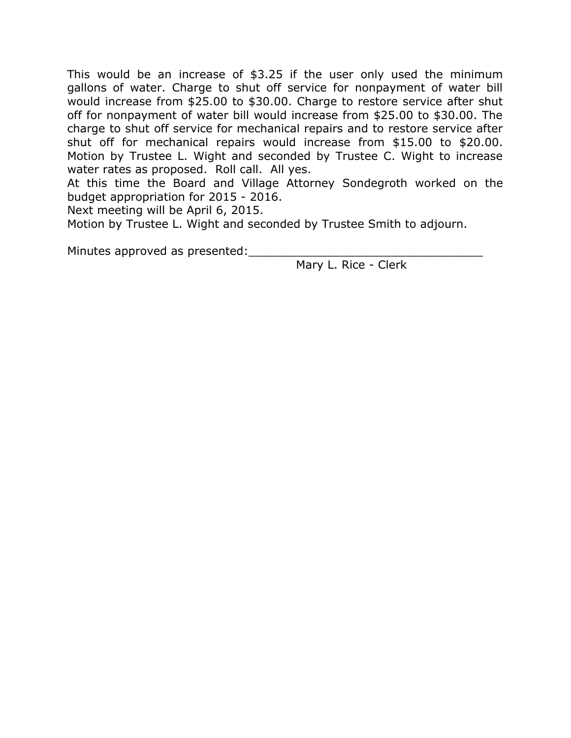This would be an increase of $3.25 if the user only used the minimum gallons of water. Charge to shut off service for nonpayment of water bill would increase from $25.00 to $30.00. Charge to restore service after shut off for nonpayment of water bill would increase from $25.00 to $30.00. The charge to shut off service for mechanical repairs and to restore service after shut off for mechanical repairs would increase from $15.00 to $20.00. Motion by Trustee L. Wight and seconded by Trustee C. Wight to increase water rates as proposed. Roll call. All yes.

At this time the Board and Village Attorney Sondegroth worked on the budget appropriation for 2015 - 2016.

Next meeting will be April 6, 2015.

Motion by Trustee L. Wight and seconded by Trustee Smith to adjourn.

Minutes approved as presented:_________________________________

Mary L. Rice - Clerk